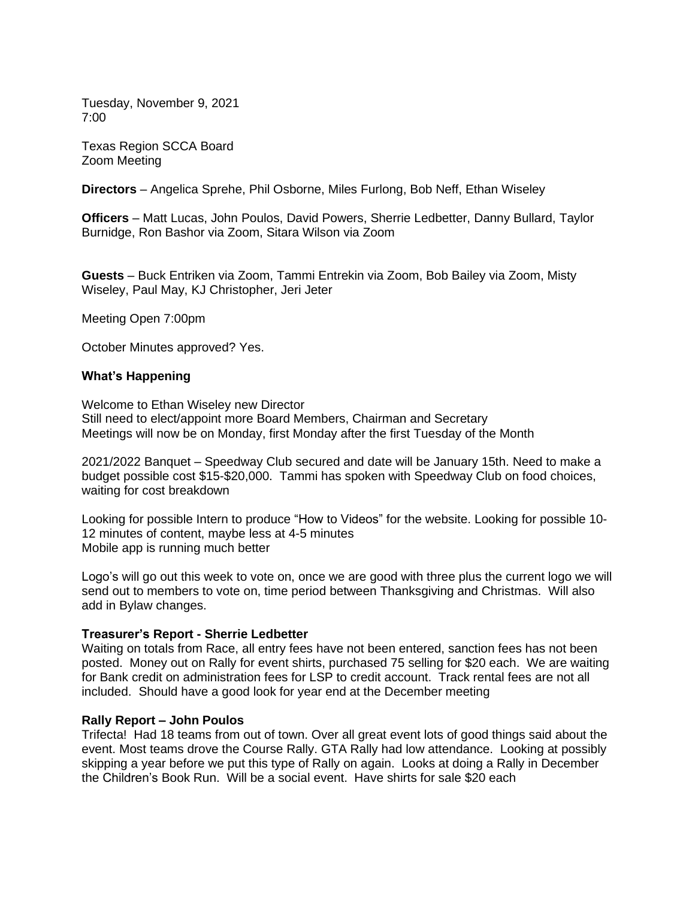Tuesday, November 9, 2021
7:00

Texas Region SCCA Board
Zoom Meeting

**Directors** – Angelica Sprehe, Phil Osborne, Miles Furlong, Bob Neff, Ethan Wiseley

**Officers** – Matt Lucas, John Poulos, David Powers, Sherrie Ledbetter, Danny Bullard, Taylor Burnidge, Ron Bashor via Zoom, Sitara Wilson via Zoom

**Guests** – Buck Entriken via Zoom, Tammi Entrekin via Zoom, Bob Bailey via Zoom, Misty Wiseley, Paul May, KJ Christopher, Jeri Jeter

Meeting Open 7:00pm

October Minutes approved? Yes.

**What's Happening**

Welcome to Ethan Wiseley new Director
Still need to elect/appoint more Board Members, Chairman and Secretary
Meetings will now be on Monday, first Monday after the first Tuesday of the Month

2021/2022 Banquet – Speedway Club secured and date will be January 15th. Need to make a budget possible cost $15-$20,000. Tammi has spoken with Speedway Club on food choices, waiting for cost breakdown

Looking for possible Intern to produce "How to Videos" for the website. Looking for possible 10-12 minutes of content, maybe less at 4-5 minutes
Mobile app is running much better

Logo's will go out this week to vote on, once we are good with three plus the current logo we will send out to members to vote on, time period between Thanksgiving and Christmas. Will also add in Bylaw changes.

**Treasurer's Report - Sherrie Ledbetter**
Waiting on totals from Race, all entry fees have not been entered, sanction fees has not been posted. Money out on Rally for event shirts, purchased 75 selling for $20 each. We are waiting for Bank credit on administration fees for LSP to credit account. Track rental fees are not all included. Should have a good look for year end at the December meeting

**Rally Report – John Poulos**
Trifecta! Had 18 teams from out of town. Over all great event lots of good things said about the event. Most teams drove the Course Rally. GTA Rally had low attendance. Looking at possibly skipping a year before we put this type of Rally on again. Looks at doing a Rally in December the Children's Book Run. Will be a social event. Have shirts for sale $20 each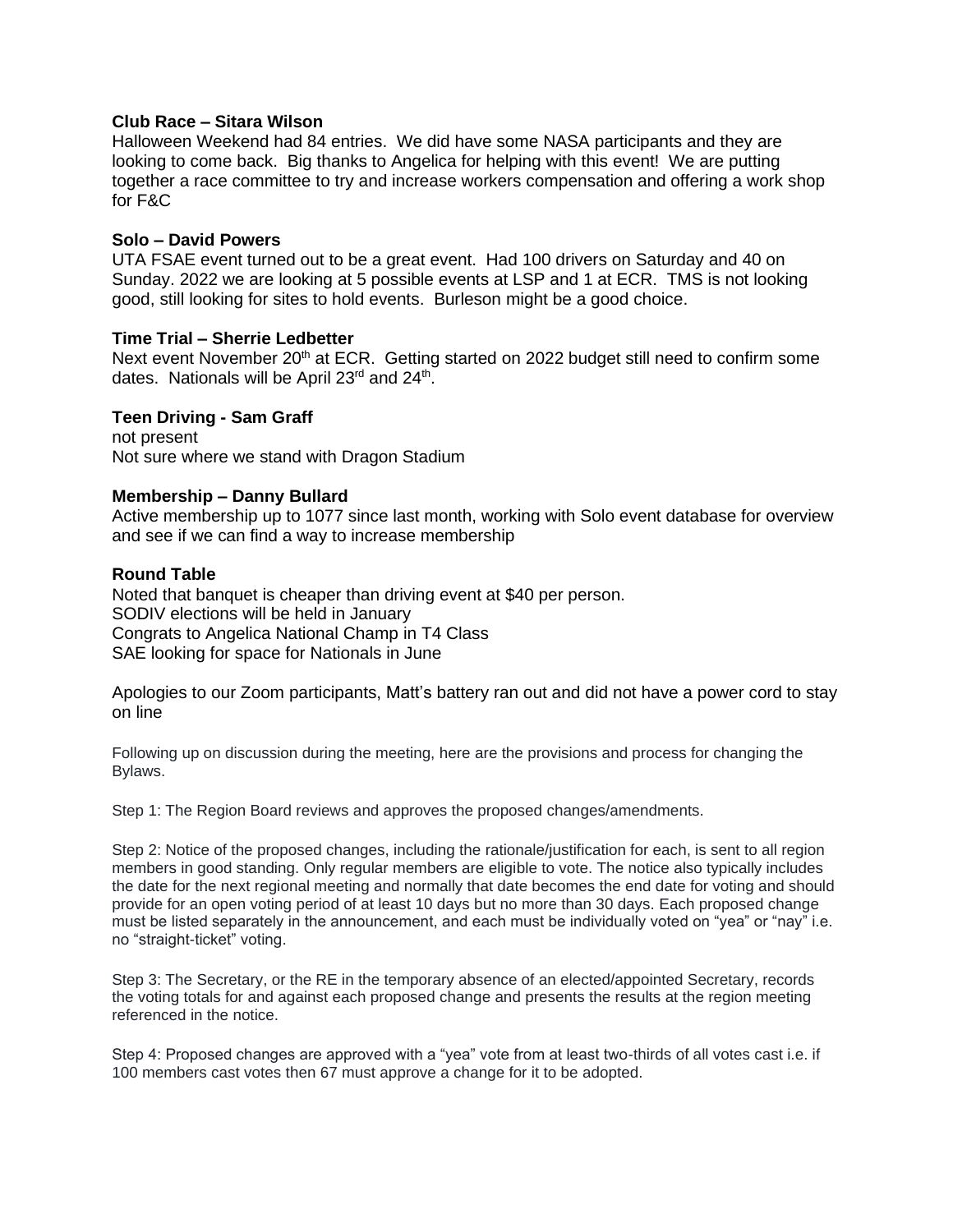**Club Race – Sitara Wilson**

Halloween Weekend had 84 entries. We did have some NASA participants and they are looking to come back. Big thanks to Angelica for helping with this event! We are putting together a race committee to try and increase workers compensation and offering a work shop for F&C

**Solo – David Powers**

UTA FSAE event turned out to be a great event. Had 100 drivers on Saturday and 40 on Sunday. 2022 we are looking at 5 possible events at LSP and 1 at ECR. TMS is not looking good, still looking for sites to hold events. Burleson might be a good choice.

**Time Trial – Sherrie Ledbetter**

Next event November 20th at ECR. Getting started on 2022 budget still need to confirm some dates. Nationals will be April 23rd and 24th.

**Teen Driving - Sam Graff**

not present

Not sure where we stand with Dragon Stadium

**Membership – Danny Bullard**

Active membership up to 1077 since last month, working with Solo event database for overview and see if we can find a way to increase membership

**Round Table**

Noted that banquet is cheaper than driving event at $40 per person.

SODIV elections will be held in January

Congrats to Angelica National Champ in T4 Class

SAE looking for space for Nationals in June

Apologies to our Zoom participants, Matt's battery ran out and did not have a power cord to stay on line

Following up on discussion during the meeting, here are the provisions and process for changing the Bylaws.

Step 1: The Region Board reviews and approves the proposed changes/amendments.

Step 2: Notice of the proposed changes, including the rationale/justification for each, is sent to all region members in good standing. Only regular members are eligible to vote. The notice also typically includes the date for the next regional meeting and normally that date becomes the end date for voting and should provide for an open voting period of at least 10 days but no more than 30 days. Each proposed change must be listed separately in the announcement, and each must be individually voted on "yea" or "nay" i.e. no "straight-ticket" voting.

Step 3: The Secretary, or the RE in the temporary absence of an elected/appointed Secretary, records the voting totals for and against each proposed change and presents the results at the region meeting referenced in the notice.

Step 4: Proposed changes are approved with a "yea" vote from at least two-thirds of all votes cast i.e. if 100 members cast votes then 67 must approve a change for it to be adopted.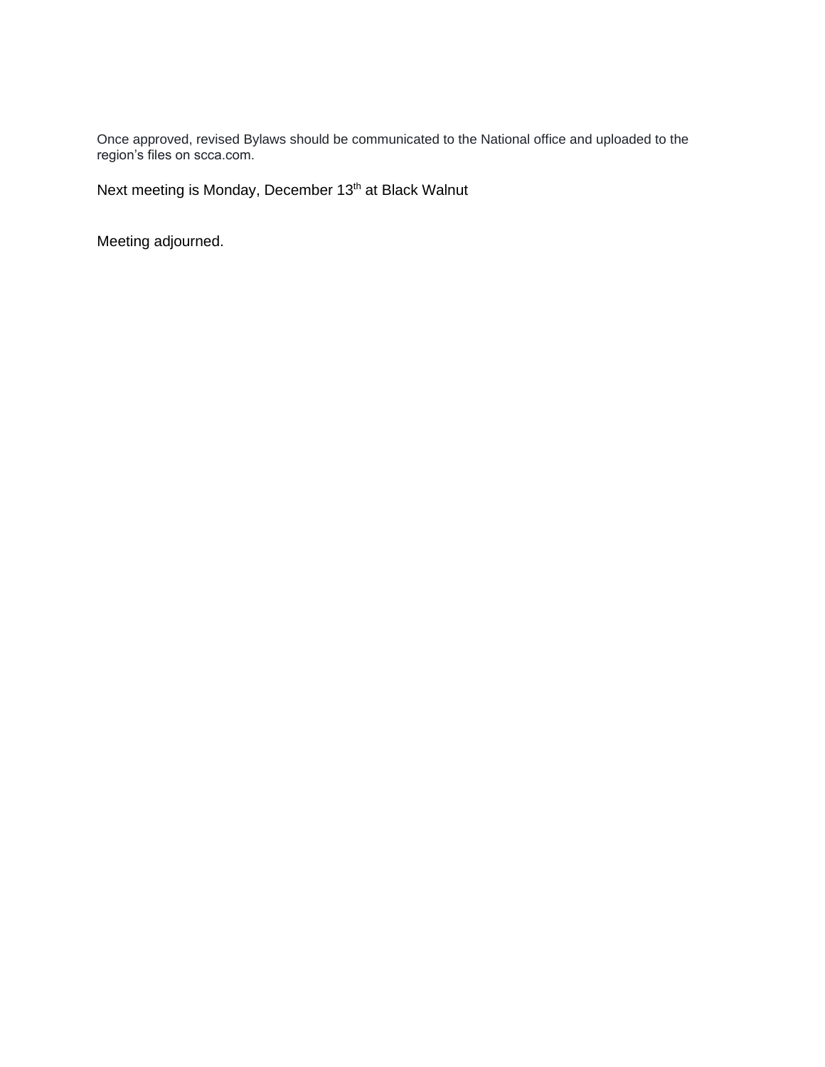Once approved, revised Bylaws should be communicated to the National office and uploaded to the region's files on scca.com.

Next meeting is Monday, December 13th at Black Walnut

Meeting adjourned.